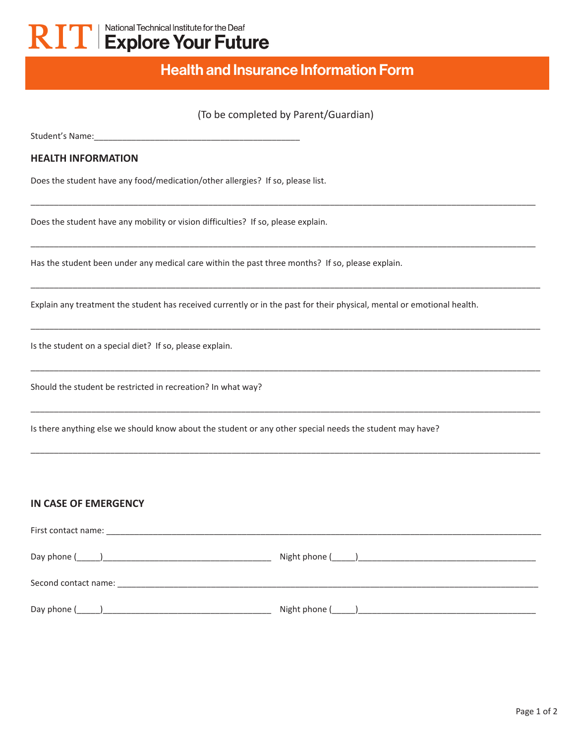RIT | National Technical Institute for the Deaf
**Explore Your Future**

# Health and Insurance Information Form

(To be completed by Parent/Guardian)

Student's Name:____________________________________________

## HEALTH INFORMATION

Does the student have any food/medication/other allergies? If so, please list.

________________________________________________________________________________________________

Does the student have any mobility or vision difficulties? If so, please explain.

________________________________________________________________________________________________

Has the student been under any medical care within the past three months? If so, please explain.

________________________________________________________________________________________________

Explain any treatment the student has received currently or in the past for their physical, mental or emotional health.

________________________________________________________________________________________________

Is the student on a special diet? If so, please explain.

________________________________________________________________________________________________

Should the student be restricted in recreation? In what way?

________________________________________________________________________________________________

Is there anything else we should know about the student or any other special needs the student may have?

________________________________________________________________________________________________

## IN CASE OF EMERGENCY

First contact name: ________________________________________________________________________________

Day phone (_____)___________________________________ Night phone (_____)______________________________________

Second contact name: _______________________________________________________________________________

Day phone (_____)___________________________________ Night phone (_____)______________________________________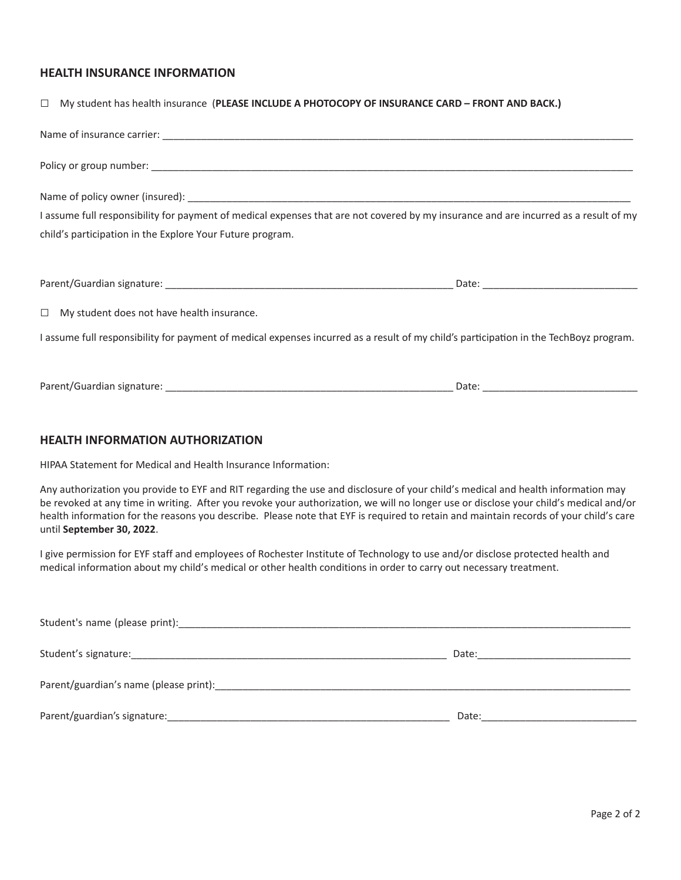## HEALTH INSURANCE INFORMATION

☐ My student has health insurance (**PLEASE INCLUDE A PHOTOCOPY OF INSURANCE CARD – FRONT AND BACK.)**

Name of insurance carrier: ____________________________________________

Policy or group number: ____________________________________________

Name of policy owner (insured): ____________________________________________

I assume full responsibility for payment of medical expenses that are not covered by my insurance and are incurred as a result of my child's participation in the Explore Your Future program.

Parent/Guardian signature: ____________________________ Date: ______________

☐ My student does not have health insurance.

I assume full responsibility for payment of medical expenses incurred as a result of my child's participation in the TechBoyz program.

Parent/Guardian signature: ____________________________ Date: ______________

## HEALTH INFORMATION AUTHORIZATION

HIPAA Statement for Medical and Health Insurance Information:

Any authorization you provide to EYF and RIT regarding the use and disclosure of your child's medical and health information may be revoked at any time in writing. After you revoke your authorization, we will no longer use or disclose your child's medical and/or health information for the reasons you describe. Please note that EYF is required to retain and maintain records of your child's care until **September 30, 2022**.

I give permission for EYF staff and employees of Rochester Institute of Technology to use and/or disclose protected health and medical information about my child's medical or other health conditions in order to carry out necessary treatment.

Student's name (please print):____________________________________________

Student's signature:____________________________ Date:______________

Parent/guardian's name (please print):____________________________________________

Parent/guardian's signature:____________________________ Date:______________